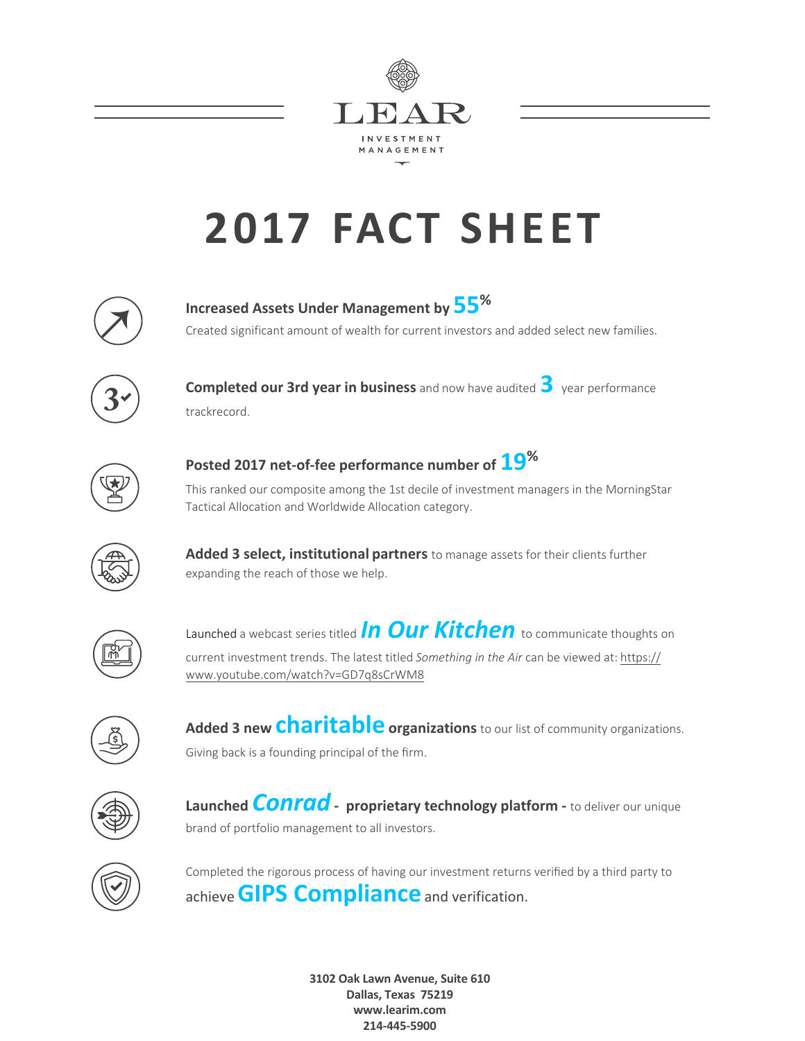LEAR

INVESTMENT MANAGEMENT

# 2017 FACT SHEET

**Increased Assets Under Management by 55%**

Created significant amount of wealth for current investors and added select new families.

**Completed our 3rd year in business** and now have audited **3** year performance trackrecord.

**Posted 2017 net-of-fee performance number of 19%**

This ranked our composite among the 1st decile of investment managers in the MorningStar Tactical Allocation and Worldwide Allocation category.

**Added 3 select, institutional partners** to manage assets for their clients further expanding the reach of those we help.

Launched a webcast series titled ***In Our Kitchen*** to communicate thoughts on current investment trends. The latest titled *Something in the Air* can be viewed at: https://www.youtube.com/watch?v=GD7q8sCrWM8

**Added 3 new charitable organizations** to our list of community organizations. Giving back is a founding principal of the firm.

**Launched *Conrad* - proprietary technology platform -** to deliver our unique brand of portfolio management to all investors.

Completed the rigorous process of having our investment returns verified by a third party to achieve **GIPS Compliance** and verification.

**3102 Oak Lawn Avenue, Suite 610**
**Dallas, Texas 75219**
**www.learim.com**
**214-445-5900**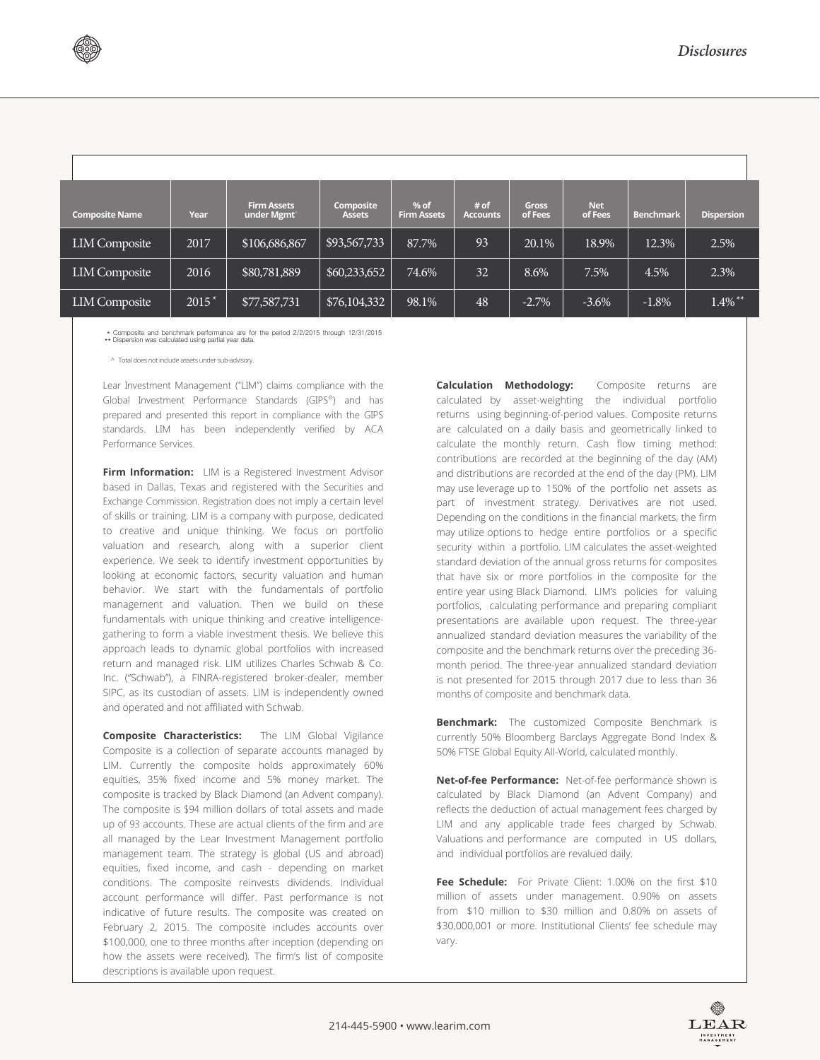| Composite Name | Year | Firm Assets under Mgmt^ | Composite Assets | % of Firm Assets | # of Accounts | Gross of Fees | Net of Fees | Benchmark | Dispersion |
|---|---|---|---|---|---|---|---|---|---|
| LIM Composite | 2017 | $106,686,867 | $93,567,733 | 87.7% | 93 | 20.1% | 18.9% | 12.3% | 2.5% |
| LIM Composite | 2016 | $80,781,889 | $60,233,652 | 74.6% | 32 | 8.6% | 7.5% | 4.5% | 2.3% |
| LIM Composite | 2015 * | $77,587,731 | $76,104,332 | 98.1% | 48 | -2.7% | -3.6% | -1.8% | 1.4% ** |

* Composite and benchmark performance are for the period 2/2/2015 through 12/31/2015
** Dispersion was calculated using partial year data.

^ Total does not include assets under sub-advisory.

Lear Investment Management ("LIM") claims compliance with the Global Investment Performance Standards (GIPS®) and has prepared and presented this report in compliance with the GIPS standards. LIM has been independently verified by ACA Performance Services.

**Firm Information:** LIM is a Registered Investment Advisor based in Dallas, Texas and registered with the Securities and Exchange Commission. Registration does not imply a certain level of skills or training. LIM is a company with purpose, dedicated to creative and unique thinking. We focus on portfolio valuation and research, along with a superior client experience. We seek to identify investment opportunities by looking at economic factors, security valuation and human behavior. We start with the fundamentals of portfolio management and valuation. Then we build on these fundamentals with unique thinking and creative intelligence-gathering to form a viable investment thesis. We believe this approach leads to dynamic global portfolios with increased return and managed risk. LIM utilizes Charles Schwab & Co. Inc. ("Schwab"), a FINRA-registered broker-dealer, member SIPC, as its custodian of assets. LIM is independently owned and operated and not affiliated with Schwab.

**Composite Characteristics:** The LIM Global Vigilance Composite is a collection of separate accounts managed by LIM. Currently the composite holds approximately 60% equities, 35% fixed income and 5% money market. The composite is tracked by Black Diamond (an Advent company). The composite is $94 million dollars of total assets and made up of 93 accounts. These are actual clients of the firm and are all managed by the Lear Investment Management portfolio management team. The strategy is global (US and abroad) equities, fixed income, and cash - depending on market conditions. The composite reinvests dividends. Individual account performance will differ. Past performance is not indicative of future results. The composite was created on February 2, 2015. The composite includes accounts over $100,000, one to three months after inception (depending on how the assets were received). The firm's list of composite descriptions is available upon request.

**Calculation Methodology:** Composite returns are calculated by asset-weighting the individual portfolio returns using beginning-of-period values. Composite returns are calculated on a daily basis and geometrically linked to calculate the monthly return. Cash flow timing method: contributions are recorded at the beginning of the day (AM) and distributions are recorded at the end of the day (PM). LIM may use leverage up to 150% of the portfolio net assets as part of investment strategy. Derivatives are not used. Depending on the conditions in the financial markets, the firm may utilize options to hedge entire portfolios or a specific security within a portfolio. LIM calculates the asset-weighted standard deviation of the annual gross returns for composites that have six or more portfolios in the composite for the entire year using Black Diamond. LIM's policies for valuing portfolios, calculating performance and preparing compliant presentations are available upon request. The three-year annualized standard deviation measures the variability of the composite and the benchmark returns over the preceding 36-month period. The three-year annualized standard deviation is not presented for 2015 through 2017 due to less than 36 months of composite and benchmark data.

**Benchmark:** The customized Composite Benchmark is currently 50% Bloomberg Barclays Aggregate Bond Index & 50% FTSE Global Equity All-World, calculated monthly.

**Net-of-fee Performance:** Net-of-fee performance shown is calculated by Black Diamond (an Advent Company) and reflects the deduction of actual management fees charged by LIM and any applicable trade fees charged by Schwab. Valuations and performance are computed in US dollars, and individual portfolios are revalued daily.

**Fee Schedule:** For Private Client: 1.00% on the first $10 million of assets under management. 0.90% on assets from $10 million to $30 million and 0.80% on assets of $30,000,001 or more. Institutional Clients' fee schedule may vary.